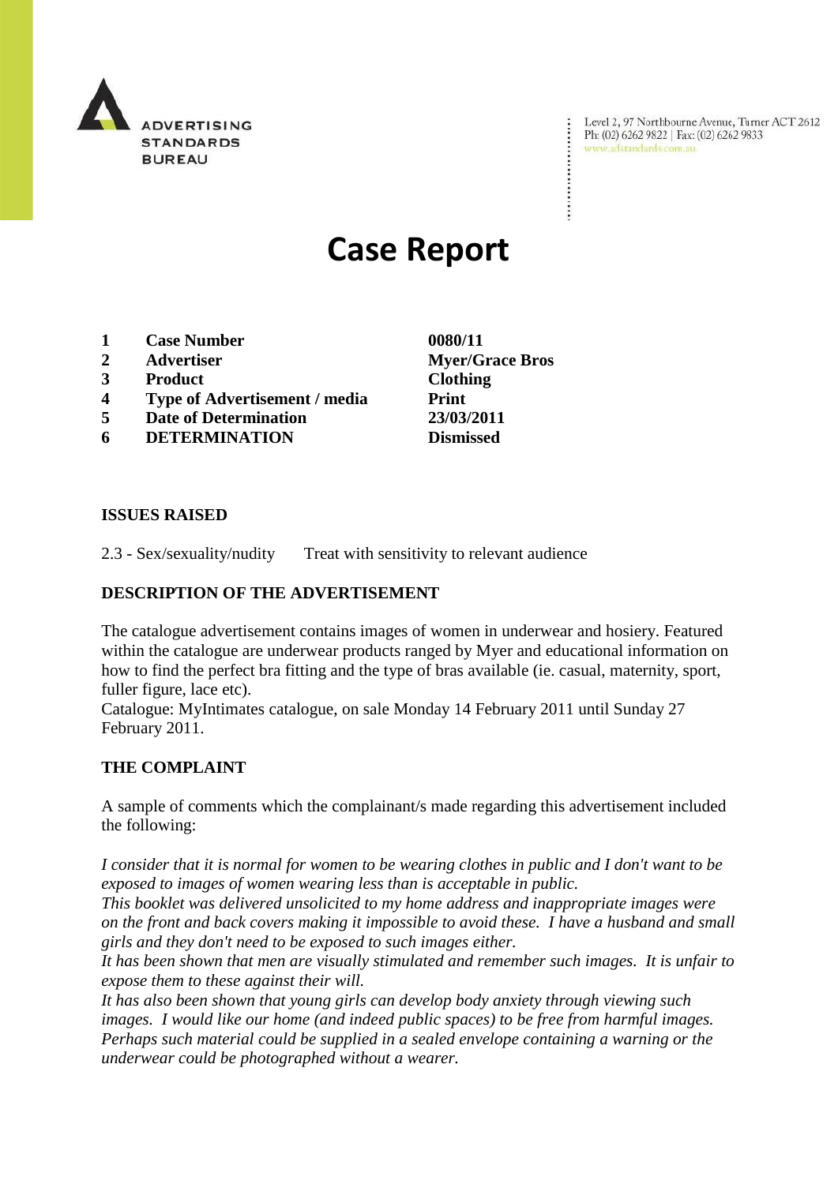ADVERTISING STANDARDS BUREAU

Level 2, 97 Northbourne Avenue, Turner ACT 2612
Ph: (02) 6262 9822 | Fax: (02) 6262 9833
www.adstandards.com.au

# Case Report

| | | |
|---|---|---|
| **1** | **Case Number** | **0080/11** |
| **2** | **Advertiser** | **Myer/Grace Bros** |
| **3** | **Product** | **Clothing** |
| **4** | **Type of Advertisement / media** | **Print** |
| **5** | **Date of Determination** | **23/03/2011** |
| **6** | **DETERMINATION** | **Dismissed** |

## ISSUES RAISED

2.3 - Sex/sexuality/nudity Treat with sensitivity to relevant audience

## DESCRIPTION OF THE ADVERTISEMENT

The catalogue advertisement contains images of women in underwear and hosiery. Featured within the catalogue are underwear products ranged by Myer and educational information on how to find the perfect bra fitting and the type of bras available (ie. casual, maternity, sport, fuller figure, lace etc).
Catalogue: MyIntimates catalogue, on sale Monday 14 February 2011 until Sunday 27 February 2011.

## THE COMPLAINT

A sample of comments which the complainant/s made regarding this advertisement included the following:

*I consider that it is normal for women to be wearing clothes in public and I don't want to be exposed to images of women wearing less than is acceptable in public.*
*This booklet was delivered unsolicited to my home address and inappropriate images were on the front and back covers making it impossible to avoid these. I have a husband and small girls and they don't need to be exposed to such images either.*
*It has been shown that men are visually stimulated and remember such images. It is unfair to expose them to these against their will.*
*It has also been shown that young girls can develop body anxiety through viewing such images. I would like our home (and indeed public spaces) to be free from harmful images. Perhaps such material could be supplied in a sealed envelope containing a warning or the underwear could be photographed without a wearer.*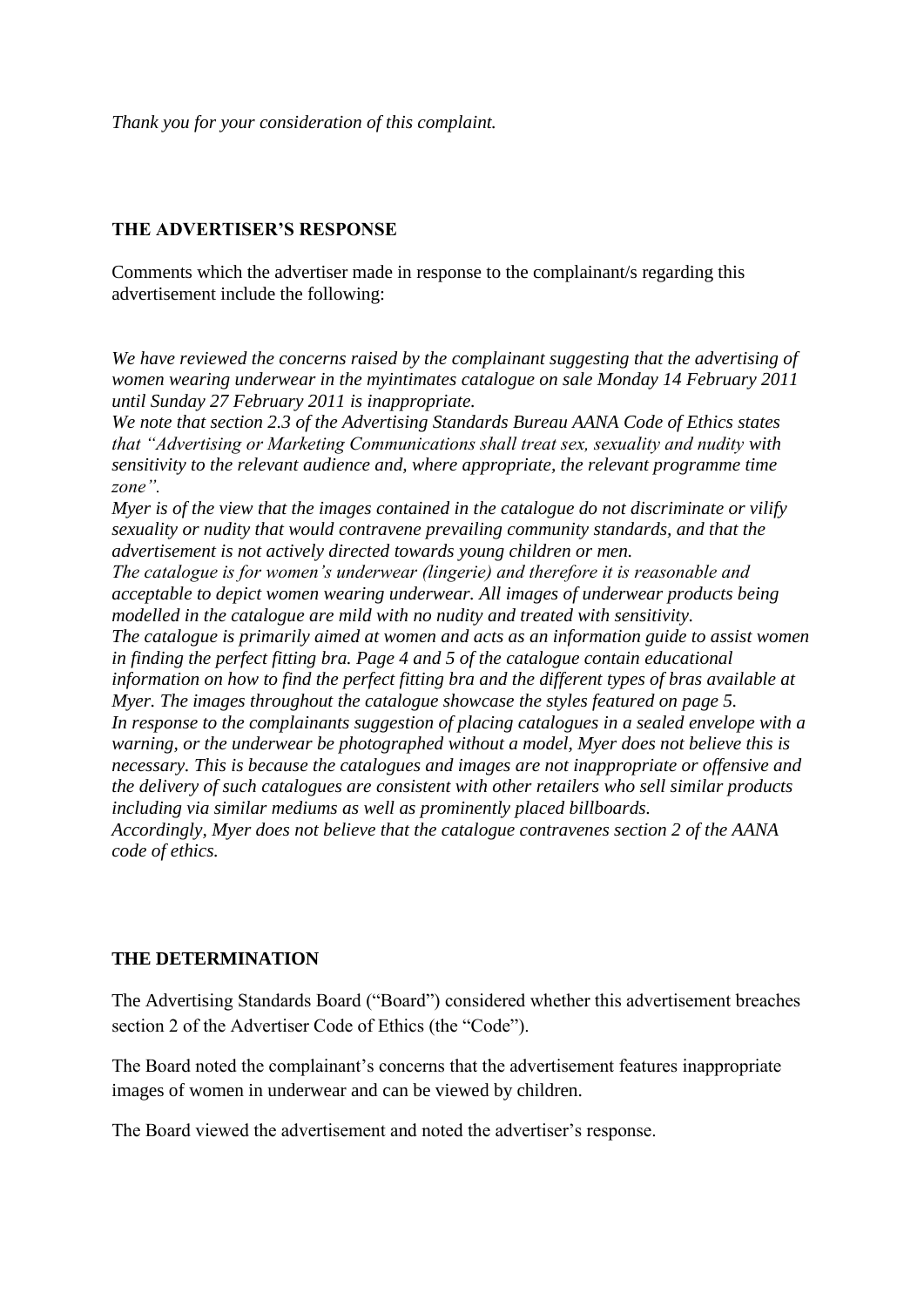*Thank you for your consideration of this complaint.*

## THE ADVERTISER'S RESPONSE

Comments which the advertiser made in response to the complainant/s regarding this advertisement include the following:

*We have reviewed the concerns raised by the complainant suggesting that the advertising of women wearing underwear in the myintimates catalogue on sale Monday 14 February 2011 until Sunday 27 February 2011 is inappropriate.*
*We note that section 2.3 of the Advertising Standards Bureau AANA Code of Ethics states that "Advertising or Marketing Communications shall treat sex, sexuality and nudity with sensitivity to the relevant audience and, where appropriate, the relevant programme time zone".*
*Myer is of the view that the images contained in the catalogue do not discriminate or vilify sexuality or nudity that would contravene prevailing community standards, and that the advertisement is not actively directed towards young children or men.*
*The catalogue is for women's underwear (lingerie) and therefore it is reasonable and acceptable to depict women wearing underwear. All images of underwear products being modelled in the catalogue are mild with no nudity and treated with sensitivity.*
*The catalogue is primarily aimed at women and acts as an information guide to assist women in finding the perfect fitting bra. Page 4 and 5 of the catalogue contain educational information on how to find the perfect fitting bra and the different types of bras available at Myer. The images throughout the catalogue showcase the styles featured on page 5.*
*In response to the complainants suggestion of placing catalogues in a sealed envelope with a warning, or the underwear be photographed without a model, Myer does not believe this is necessary. This is because the catalogues and images are not inappropriate or offensive and the delivery of such catalogues are consistent with other retailers who sell similar products including via similar mediums as well as prominently placed billboards.*
*Accordingly, Myer does not believe that the catalogue contravenes section 2 of the AANA code of ethics.*

## THE DETERMINATION

The Advertising Standards Board ("Board") considered whether this advertisement breaches section 2 of the Advertiser Code of Ethics (the "Code").

The Board noted the complainant's concerns that the advertisement features inappropriate images of women in underwear and can be viewed by children.

The Board viewed the advertisement and noted the advertiser's response.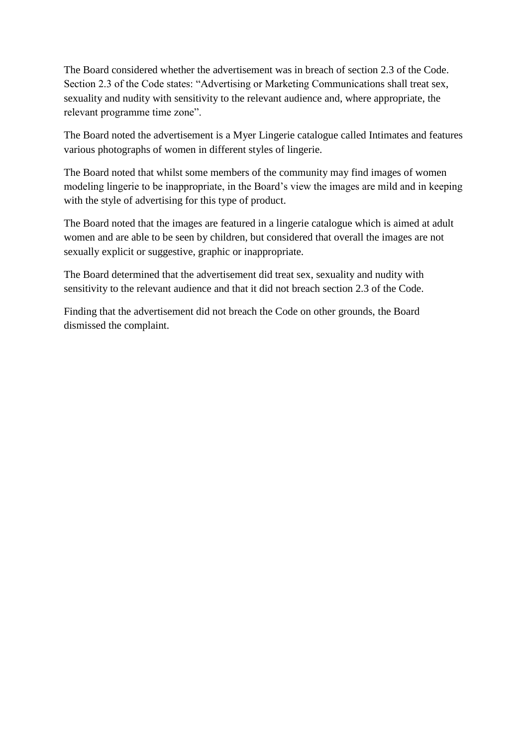The Board considered whether the advertisement was in breach of section 2.3 of the Code. Section 2.3 of the Code states: "Advertising or Marketing Communications shall treat sex, sexuality and nudity with sensitivity to the relevant audience and, where appropriate, the relevant programme time zone".

The Board noted the advertisement is a Myer Lingerie catalogue called Intimates and features various photographs of women in different styles of lingerie.

The Board noted that whilst some members of the community may find images of women modeling lingerie to be inappropriate, in the Board's view the images are mild and in keeping with the style of advertising for this type of product.

The Board noted that the images are featured in a lingerie catalogue which is aimed at adult women and are able to be seen by children, but considered that overall the images are not sexually explicit or suggestive, graphic or inappropriate.

The Board determined that the advertisement did treat sex, sexuality and nudity with sensitivity to the relevant audience and that it did not breach section 2.3 of the Code.

Finding that the advertisement did not breach the Code on other grounds, the Board dismissed the complaint.